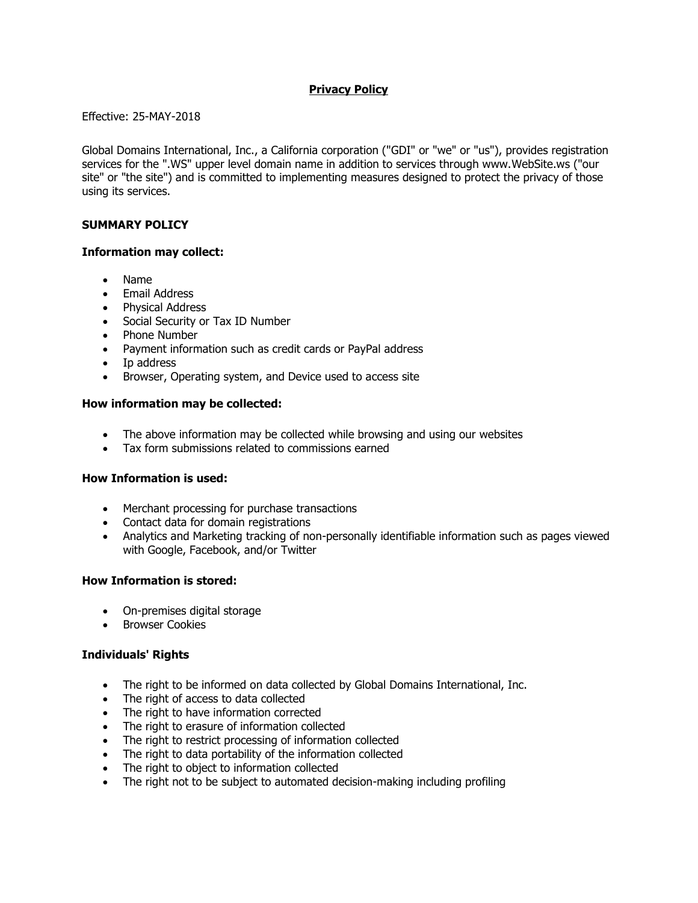# Privacy Policy

Effective: 25-MAY-2018

Global Domains International, Inc., a California corporation ("GDI" or "we" or "us"), provides registration services for the ".WS" upper level domain name in addition to services through www.WebSite.ws ("our site" or "the site") and is committed to implementing measures designed to protect the privacy of those using its services.

## SUMMARY POLICY

### Information may collect:

- Name
- Email Address
- Physical Address
- Social Security or Tax ID Number
- Phone Number
- Payment information such as credit cards or PayPal address
- Ip address
- Browser, Operating system, and Device used to access site

### How information may be collected:

- The above information may be collected while browsing and using our websites
- Tax form submissions related to commissions earned

### How Information is used:

- Merchant processing for purchase transactions
- Contact data for domain registrations
- Analytics and Marketing tracking of non-personally identifiable information such as pages viewed with Google, Facebook, and/or Twitter

### How Information is stored:

- On-premises digital storage
- Browser Cookies

### Individuals' Rights

- The right to be informed on data collected by Global Domains International, Inc.
- The right of access to data collected
- The right to have information corrected
- The right to erasure of information collected
- The right to restrict processing of information collected
- The right to data portability of the information collected
- The right to object to information collected
- The right not to be subject to automated decision-making including profiling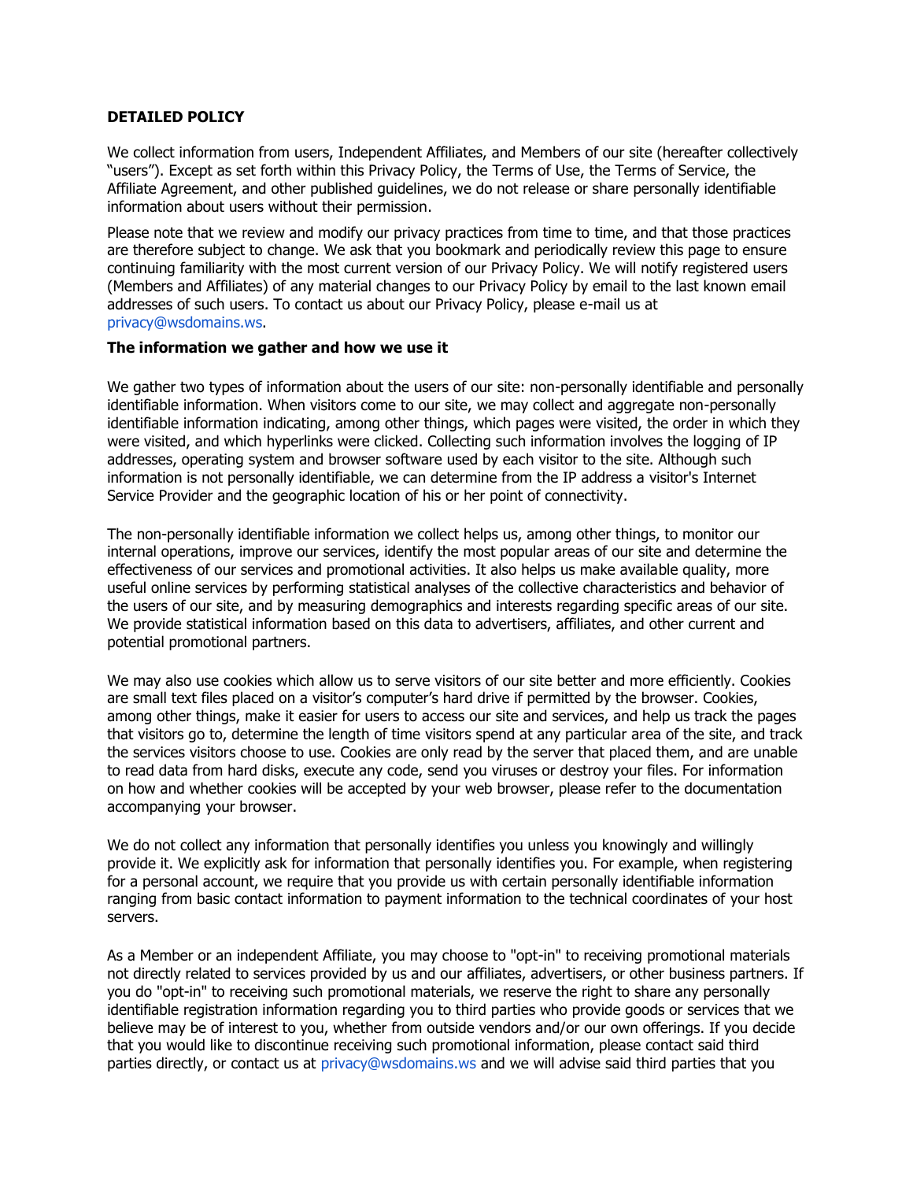**DETAILED POLICY**

We collect information from users, Independent Affiliates, and Members of our site (hereafter collectively “users”). Except as set forth within this Privacy Policy, the Terms of Use, the Terms of Service, the Affiliate Agreement, and other published guidelines, we do not release or share personally identifiable information about users without their permission.

Please note that we review and modify our privacy practices from time to time, and that those practices are therefore subject to change. We ask that you bookmark and periodically review this page to ensure continuing familiarity with the most current version of our Privacy Policy. We will notify registered users (Members and Affiliates) of any material changes to our Privacy Policy by email to the last known email addresses of such users. To contact us about our Privacy Policy, please e-mail us at privacy@wsdomains.ws.

**The information we gather and how we use it**

We gather two types of information about the users of our site: non-personally identifiable and personally identifiable information. When visitors come to our site, we may collect and aggregate non-personally identifiable information indicating, among other things, which pages were visited, the order in which they were visited, and which hyperlinks were clicked. Collecting such information involves the logging of IP addresses, operating system and browser software used by each visitor to the site. Although such information is not personally identifiable, we can determine from the IP address a visitor's Internet Service Provider and the geographic location of his or her point of connectivity.

The non-personally identifiable information we collect helps us, among other things, to monitor our internal operations, improve our services, identify the most popular areas of our site and determine the effectiveness of our services and promotional activities. It also helps us make available quality, more useful online services by performing statistical analyses of the collective characteristics and behavior of the users of our site, and by measuring demographics and interests regarding specific areas of our site. We provide statistical information based on this data to advertisers, affiliates, and other current and potential promotional partners.

We may also use cookies which allow us to serve visitors of our site better and more efficiently. Cookies are small text files placed on a visitor’s computer’s hard drive if permitted by the browser. Cookies, among other things, make it easier for users to access our site and services, and help us track the pages that visitors go to, determine the length of time visitors spend at any particular area of the site, and track the services visitors choose to use. Cookies are only read by the server that placed them, and are unable to read data from hard disks, execute any code, send you viruses or destroy your files. For information on how and whether cookies will be accepted by your web browser, please refer to the documentation accompanying your browser.

We do not collect any information that personally identifies you unless you knowingly and willingly provide it. We explicitly ask for information that personally identifies you. For example, when registering for a personal account, we require that you provide us with certain personally identifiable information ranging from basic contact information to payment information to the technical coordinates of your host servers.

As a Member or an independent Affiliate, you may choose to "opt-in" to receiving promotional materials not directly related to services provided by us and our affiliates, advertisers, or other business partners. If you do "opt-in" to receiving such promotional materials, we reserve the right to share any personally identifiable registration information regarding you to third parties who provide goods or services that we believe may be of interest to you, whether from outside vendors and/or our own offerings. If you decide that you would like to discontinue receiving such promotional information, please contact said third parties directly, or contact us at privacy@wsdomains.ws and we will advise said third parties that you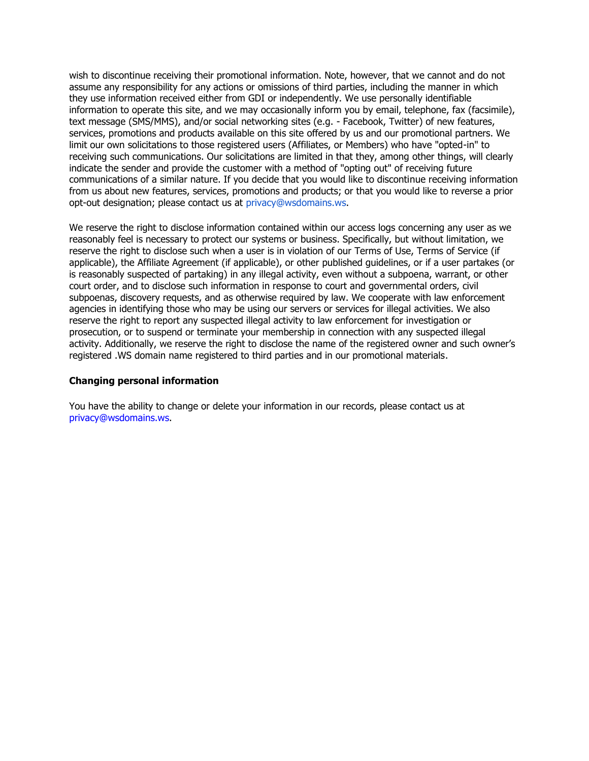wish to discontinue receiving their promotional information. Note, however, that we cannot and do not assume any responsibility for any actions or omissions of third parties, including the manner in which they use information received either from GDI or independently. We use personally identifiable information to operate this site, and we may occasionally inform you by email, telephone, fax (facsimile), text message (SMS/MMS), and/or social networking sites (e.g. - Facebook, Twitter) of new features, services, promotions and products available on this site offered by us and our promotional partners. We limit our own solicitations to those registered users (Affiliates, or Members) who have "opted-in" to receiving such communications. Our solicitations are limited in that they, among other things, will clearly indicate the sender and provide the customer with a method of "opting out" of receiving future communications of a similar nature. If you decide that you would like to discontinue receiving information from us about new features, services, promotions and products; or that you would like to reverse a prior opt-out designation; please contact us at privacy@wsdomains.ws.

We reserve the right to disclose information contained within our access logs concerning any user as we reasonably feel is necessary to protect our systems or business. Specifically, but without limitation, we reserve the right to disclose such when a user is in violation of our Terms of Use, Terms of Service (if applicable), the Affiliate Agreement (if applicable), or other published guidelines, or if a user partakes (or is reasonably suspected of partaking) in any illegal activity, even without a subpoena, warrant, or other court order, and to disclose such information in response to court and governmental orders, civil subpoenas, discovery requests, and as otherwise required by law. We cooperate with law enforcement agencies in identifying those who may be using our servers or services for illegal activities. We also reserve the right to report any suspected illegal activity to law enforcement for investigation or prosecution, or to suspend or terminate your membership in connection with any suspected illegal activity. Additionally, we reserve the right to disclose the name of the registered owner and such owner's registered .WS domain name registered to third parties and in our promotional materials.

**Changing personal information**

You have the ability to change or delete your information in our records, please contact us at privacy@wsdomains.ws.